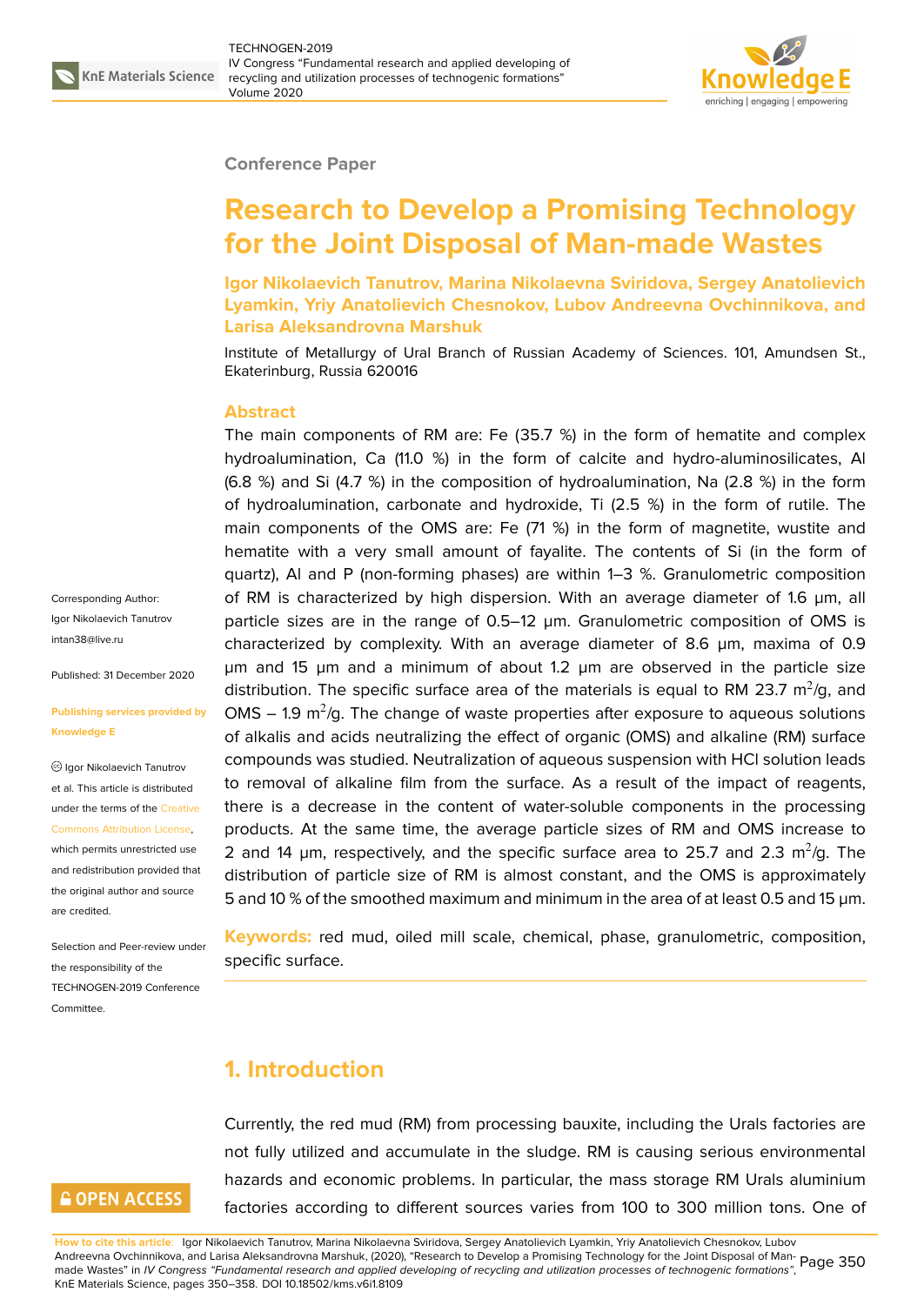Conference Paper

# Research to Develop a Promising Technology for the Joint Disposal of Man-made Wastes

**Igor Nikolaevich Tanutrov, Marina Nikolaevna Sviridova, Sergey Anatolievich Lyamkin, Yriy Anatolievich Chesnokov, Lubov Andreevna Ovchinnikova, and Larisa Aleksandrovna Marshuk**

Institute of Metallurgy of Ural Branch of Russian Academy of Sciences. 101, Amundsen St., Ekaterinburg, Russia 620016

Corresponding Author: Igor Nikolaevich Tanutrov intan38@live.ru

Published: 31 December 2020

Publishing services provided by Knowledge E

Igor Nikolaevich Tanutrov et al. This article is distributed under the terms of the Creative Commons Attribution License, which permits unrestricted use and redistribution provided that the original author and source are credited.

Selection and Peer-review under the responsibility of the TECHNOGEN-2019 Conference Committee.

## Abstract

The main components of RM are: Fe (35.7 %) in the form of hematite and complex hydroalumination, Ca (11.0 %) in the form of calcite and hydro-aluminosilicates, Al (6.8 %) and Si (4.7 %) in the composition of hydroalumination, Na (2.8 %) in the form of hydroalumination, carbonate and hydroxide, Ti (2.5 %) in the form of rutile. The main components of the OMS are: Fe (71 %) in the form of magnetite, wustite and hematite with a very small amount of fayalite. The contents of Si (in the form of quartz), Al and P (non-forming phases) are within 1–3 %. Granulometric composition of RM is characterized by high dispersion. With an average diameter of 1.6 μm, all particle sizes are in the range of 0.5–12 μm. Granulometric composition of OMS is characterized by complexity. With an average diameter of 8.6 μm, maxima of 0.9 μm and 15 μm and a minimum of about 1.2 μm are observed in the particle size distribution. The specific surface area of the materials is equal to RM 23.7 $m^2$/g, and OMS – 1.9 $m^2$/g. The change of waste properties after exposure to aqueous solutions of alkalis and acids neutralizing the effect of organic (OMS) and alkaline (RM) surface compounds was studied. Neutralization of aqueous suspension with HCl solution leads to removal of alkaline film from the surface. As a result of the impact of reagents, there is a decrease in the content of water-soluble components in the processing products. At the same time, the average particle sizes of RM and OMS increase to 2 and 14 μm, respectively, and the specific surface area to 25.7 and 2.3 $m^2$/g. The distribution of particle size of RM is almost constant, and the OMS is approximately 5 and 10 % of the smoothed maximum and minimum in the area of at least 0.5 and 15 μm.

**Keywords:** red mud, oiled mill scale, chemical, phase, granulometric, composition, specific surface.

## 1. Introduction

Currently, the red mud (RM) from processing bauxite, including the Urals factories are not fully utilized and accumulate in the sludge. RM is causing serious environmental hazards and economic problems. In particular, the mass storage RM Urals aluminium factories according to different sources varies from 100 to 300 million tons. One of

**How to cite this article**: Igor Nikolaevich Tanutrov, Marina Nikolaevna Sviridova, Sergey Anatolievich Lyamkin, Yriy Anatolievich Chesnokov, Lubov Andreevna Ovchinnikova, and Larisa Aleksandrovna Marshuk, (2020), "Research to Develop a Promising Technology for the Joint Disposal of Man-made Wastes" in *IV Congress "Fundamental research and applied developing of recycling and utilization processes of technogenic formations"*, KnE Materials Science, pages 350–358. DOI 10.18502/kms.v6i1.8109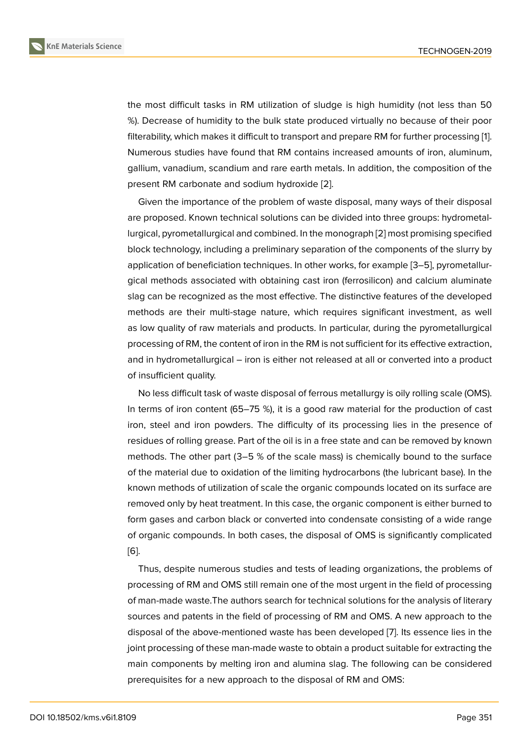the most difficult tasks in RM utilization of sludge is high humidity (not less than 50 %). Decrease of humidity to the bulk state produced virtually no because of their poor filterability, which makes it difficult to transport and prepare RM for further processing [1]. Numerous studies have found that RM contains increased amounts of iron, aluminum, gallium, vanadium, scandium and rare earth metals. In addition, the composition of the present RM carbonate and sodium hydroxide [2].

Given the importance of the problem of waste disposal, many ways of their disposal are proposed. Known technical solutions can be divided into three groups: hydrometallurgical, pyrometallurgical and combined. In the monograph [2] most promising specified block technology, including a preliminary separation of the components of the slurry by application of beneficiation techniques. In other works, for example [3–5], pyrometallurgical methods associated with obtaining cast iron (ferrosilicon) and calcium aluminate slag can be recognized as the most effective. The distinctive features of the developed methods are their multi-stage nature, which requires significant investment, as well as low quality of raw materials and products. In particular, during the pyrometallurgical processing of RM, the content of iron in the RM is not sufficient for its effective extraction, and in hydrometallurgical – iron is either not released at all or converted into a product of insufficient quality.

No less difficult task of waste disposal of ferrous metallurgy is oily rolling scale (OMS). In terms of iron content (65–75 %), it is a good raw material for the production of cast iron, steel and iron powders. The difficulty of its processing lies in the presence of residues of rolling grease. Part of the oil is in a free state and can be removed by known methods. The other part (3–5 % of the scale mass) is chemically bound to the surface of the material due to oxidation of the limiting hydrocarbons (the lubricant base). In the known methods of utilization of scale the organic compounds located on its surface are removed only by heat treatment. In this case, the organic component is either burned to form gases and carbon black or converted into condensate consisting of a wide range of organic compounds. In both cases, the disposal of OMS is significantly complicated [6].

Thus, despite numerous studies and tests of leading organizations, the problems of processing of RM and OMS still remain one of the most urgent in the field of processing of man-made waste.The authors search for technical solutions for the analysis of literary sources and patents in the field of processing of RM and OMS. A new approach to the disposal of the above-mentioned waste has been developed [7]. Its essence lies in the joint processing of these man-made waste to obtain a product suitable for extracting the main components by melting iron and alumina slag. The following can be considered prerequisites for a new approach to the disposal of RM and OMS: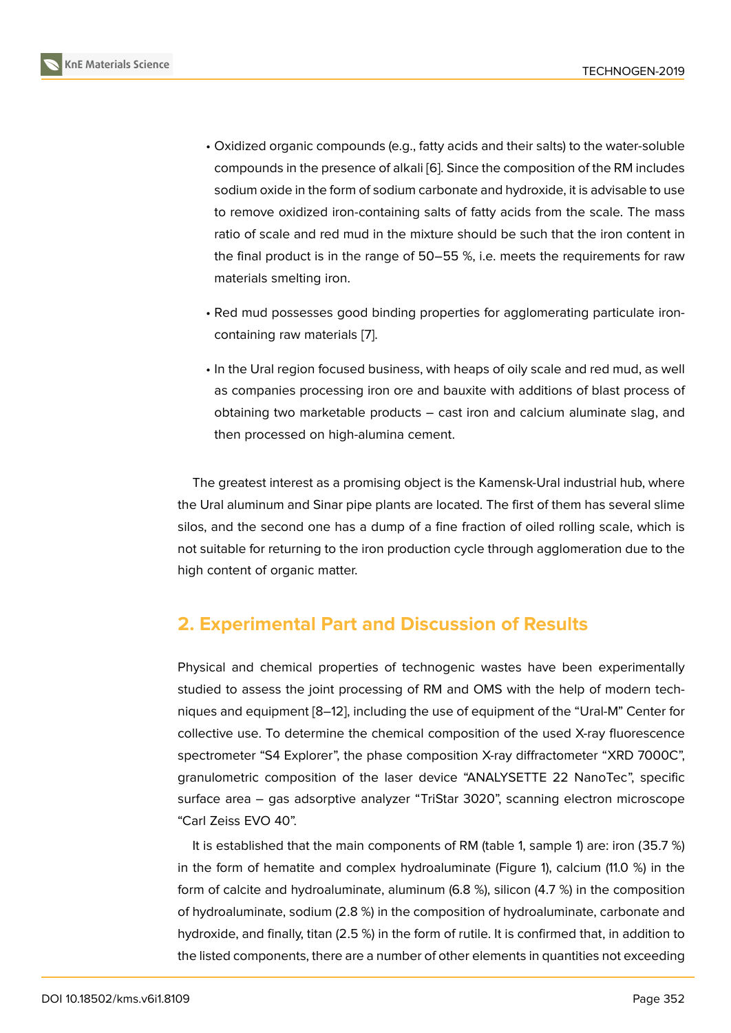- Oxidized organic compounds (e.g., fatty acids and their salts) to the water-soluble compounds in the presence of alkali [6]. Since the composition of the RM includes sodium oxide in the form of sodium carbonate and hydroxide, it is advisable to use to remove oxidized iron-containing salts of fatty acids from the scale. The mass ratio of scale and red mud in the mixture should be such that the iron content in the final product is in the range of 50–55 %, i.e. meets the requirements for raw materials smelting iron.
- Red mud possesses good binding properties for agglomerating particulate iron-containing raw materials [7].
- In the Ural region focused business, with heaps of oily scale and red mud, as well as companies processing iron ore and bauxite with additions of blast process of obtaining two marketable products – cast iron and calcium aluminate slag, and then processed on high-alumina cement.

The greatest interest as a promising object is the Kamensk-Ural industrial hub, where the Ural aluminum and Sinar pipe plants are located. The first of them has several slime silos, and the second one has a dump of a fine fraction of oiled rolling scale, which is not suitable for returning to the iron production cycle through agglomeration due to the high content of organic matter.

## 2. Experimental Part and Discussion of Results

Physical and chemical properties of technogenic wastes have been experimentally studied to assess the joint processing of RM and OMS with the help of modern techniques and equipment [8–12], including the use of equipment of the "Ural-M" Center for collective use. To determine the chemical composition of the used X-ray fluorescence spectrometer "S4 Explorer", the phase composition X-ray diffractometer "XRD 7000C", granulometric composition of the laser device "ANALYSETTE 22 NanoTec", specific surface area – gas adsorptive analyzer "TriStar 3020", scanning electron microscope "Carl Zeiss EVO 40".

It is established that the main components of RM (table 1, sample 1) are: iron (35.7 %) in the form of hematite and complex hydroaluminate (Figure 1), calcium (11.0 %) in the form of calcite and hydroaluminate, aluminum (6.8 %), silicon (4.7 %) in the composition of hydroaluminate, sodium (2.8 %) in the composition of hydroaluminate, carbonate and hydroxide, and finally, titan (2.5 %) in the form of rutile. It is confirmed that, in addition to the listed components, there are a number of other elements in quantities not exceeding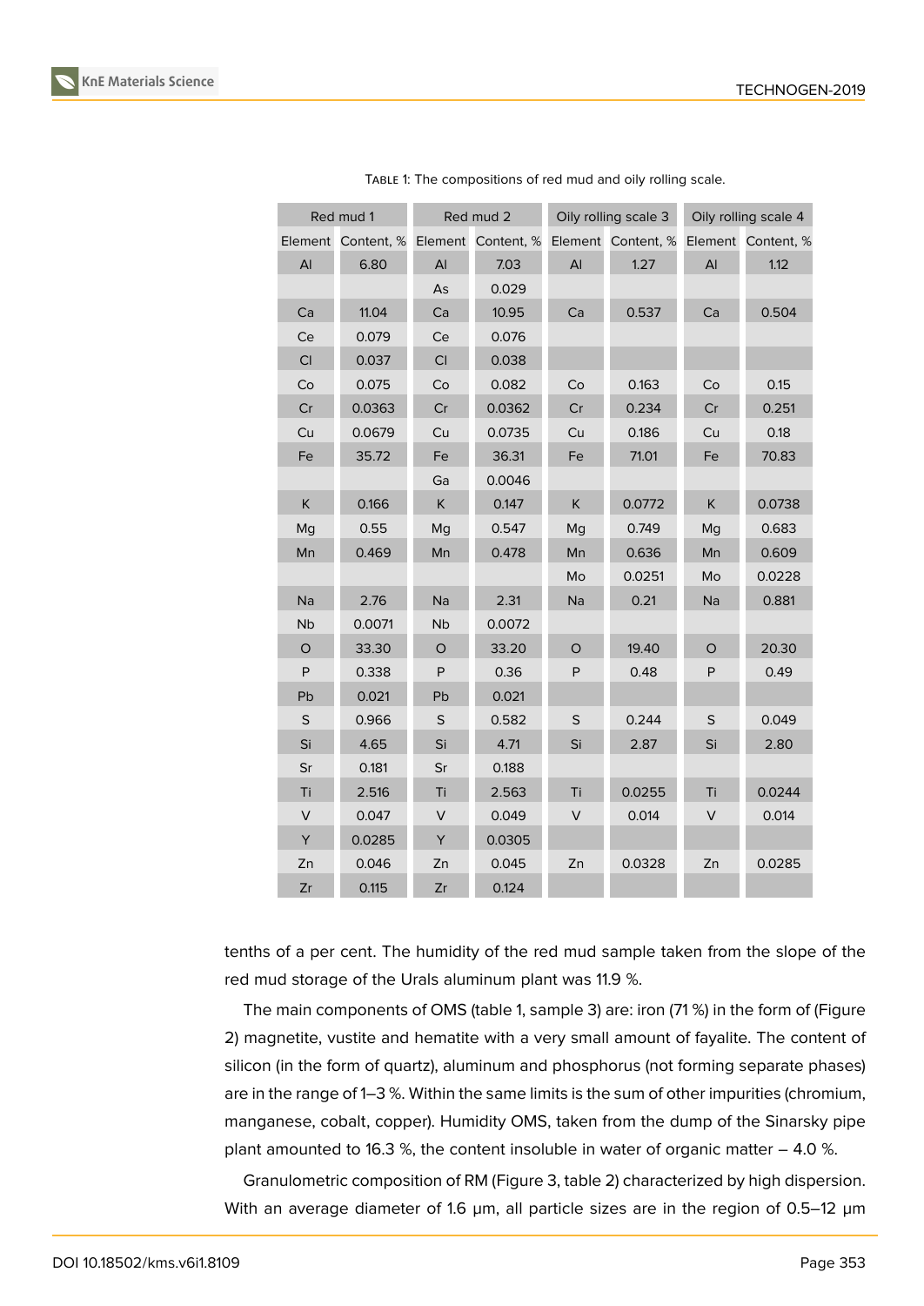Table 1: The compositions of red mud and oily rolling scale.

| Red mud 1 | | Red mud 2 | | Oily rolling scale 3 | | Oily rolling scale 4 | |
|---|---|---|---|---|---|---|---|
| Element | Content, % | Element | Content, % | Element | Content, % | Element | Content, % |
| Al | 6.80 | Al | 7.03 | Al | 1.27 | Al | 1.12 |
| | | As | 0.029 | | | | |
| Ca | 11.04 | Ca | 10.95 | Ca | 0.537 | Ca | 0.504 |
| Ce | 0.079 | Ce | 0.076 | | | | |
| Cl | 0.037 | Cl | 0.038 | | | | |
| Co | 0.075 | Co | 0.082 | Co | 0.163 | Co | 0.15 |
| Cr | 0.0363 | Cr | 0.0362 | Cr | 0.234 | Cr | 0.251 |
| Cu | 0.0679 | Cu | 0.0735 | Cu | 0.186 | Cu | 0.18 |
| Fe | 35.72 | Fe | 36.31 | Fe | 71.01 | Fe | 70.83 |
| | | Ga | 0.0046 | | | | |
| K | 0.166 | K | 0.147 | K | 0.0772 | K | 0.0738 |
| Mg | 0.55 | Mg | 0.547 | Mg | 0.749 | Mg | 0.683 |
| Mn | 0.469 | Mn | 0.478 | Mn | 0.636 | Mn | 0.609 |
| | | | | Mo | 0.0251 | Mo | 0.0228 |
| Na | 2.76 | Na | 2.31 | Na | 0.21 | Na | 0.881 |
| Nb | 0.0071 | Nb | 0.0072 | | | | |
| O | 33.30 | O | 33.20 | O | 19.40 | O | 20.30 |
| P | 0.338 | P | 0.36 | P | 0.48 | P | 0.49 |
| Pb | 0.021 | Pb | 0.021 | | | | |
| S | 0.966 | S | 0.582 | S | 0.244 | S | 0.049 |
| Si | 4.65 | Si | 4.71 | Si | 2.87 | Si | 2.80 |
| Sr | 0.181 | Sr | 0.188 | | | | |
| Ti | 2.516 | Ti | 2.563 | Ti | 0.0255 | Ti | 0.0244 |
| V | 0.047 | V | 0.049 | V | 0.014 | V | 0.014 |
| Y | 0.0285 | Y | 0.0305 | | | | |
| Zn | 0.046 | Zn | 0.045 | Zn | 0.0328 | Zn | 0.0285 |
| Zr | 0.115 | Zr | 0.124 | | | | |

tenths of a per cent. The humidity of the red mud sample taken from the slope of the red mud storage of the Urals aluminum plant was 11.9 %.

The main components of OMS (table 1, sample 3) are: iron (71 %) in the form of (Figure 2) magnetite, vustite and hematite with a very small amount of fayalite. The content of silicon (in the form of quartz), aluminum and phosphorus (not forming separate phases) are in the range of 1–3 %. Within the same limits is the sum of other impurities (chromium, manganese, cobalt, copper). Humidity OMS, taken from the dump of the Sinarsky pipe plant amounted to 16.3 %, the content insoluble in water of organic matter – 4.0 %.

Granulometric composition of RM (Figure 3, table 2) characterized by high dispersion. With an average diameter of 1.6 μm, all particle sizes are in the region of 0.5–12 μm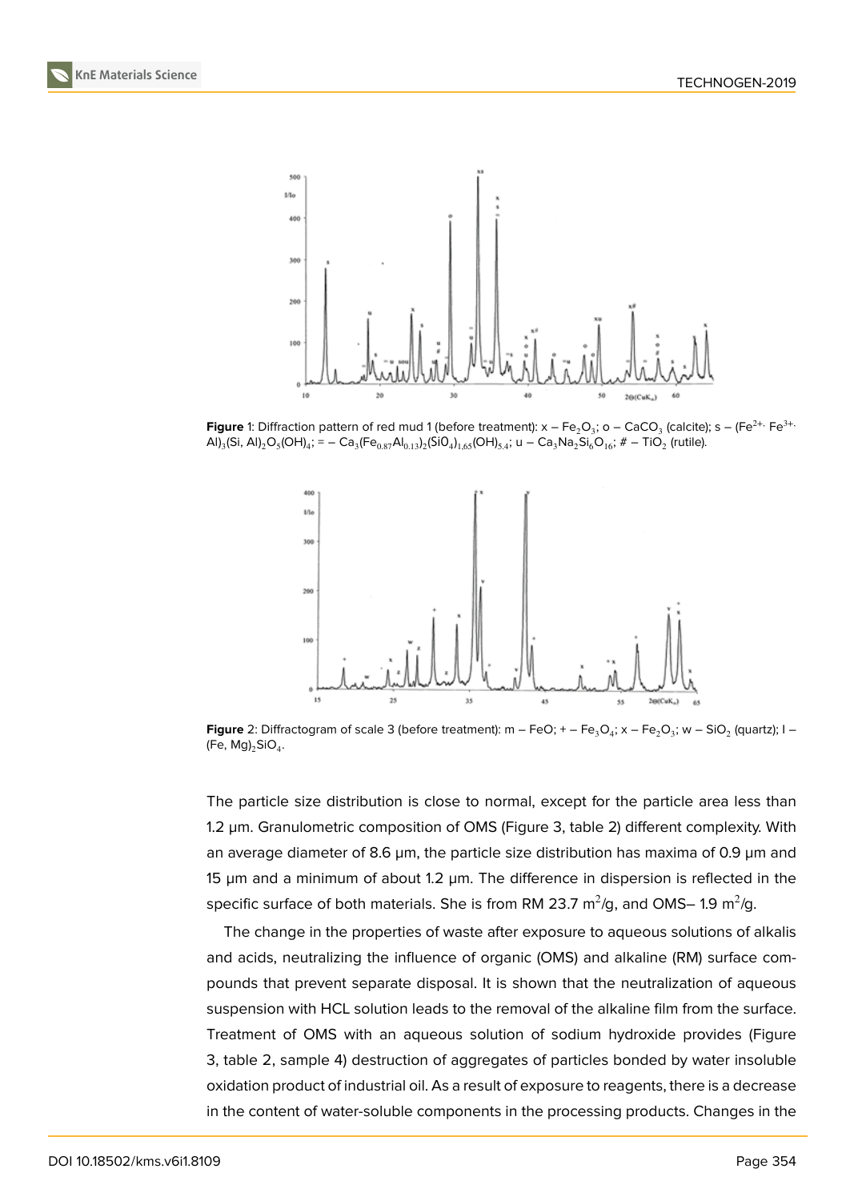**Figure** 1: Diffraction pattern of red mud 1 (before treatment): x – $Fe_2O_3$; o – $CaCO_3$ (calcite); s – $(Fe^{2+,} Fe^{3+,} Al)_3(Si, Al)_2O_5(OH)_4$; = – $Ca_3(Fe_{0.87}Al_{0.13})_2(SiO_4)_{1.65}(OH)_{5.4}$; u – $Ca_3Na_2Si_6O_{16}$; # – $TiO_2$ (rutile).

**Figure** 2: Diffractogram of scale 3 (before treatment): m – FeO; + – $Fe_3O_4$; x – $Fe_2O_3$; w – $SiO_2$ (quartz); I – $(Fe, Mg)_2SiO_4$.

The particle size distribution is close to normal, except for the particle area less than 1.2 μm. Granulometric composition of OMS (Figure 3, table 2) different complexity. With an average diameter of 8.6 μm, the particle size distribution has maxima of 0.9 μm and 15 μm and a minimum of about 1.2 μm. The difference in dispersion is reflected in the specific surface of both materials. She is from RM 23.7 $m^2$/g, and OMS– 1.9 $m^2$/g.

The change in the properties of waste after exposure to aqueous solutions of alkalis and acids, neutralizing the influence of organic (OMS) and alkaline (RM) surface compounds that prevent separate disposal. It is shown that the neutralization of aqueous suspension with HCL solution leads to the removal of the alkaline film from the surface. Treatment of OMS with an aqueous solution of sodium hydroxide provides (Figure 3, table 2, sample 4) destruction of aggregates of particles bonded by water insoluble oxidation product of industrial oil. As a result of exposure to reagents, there is a decrease in the content of water-soluble components in the processing products. Changes in the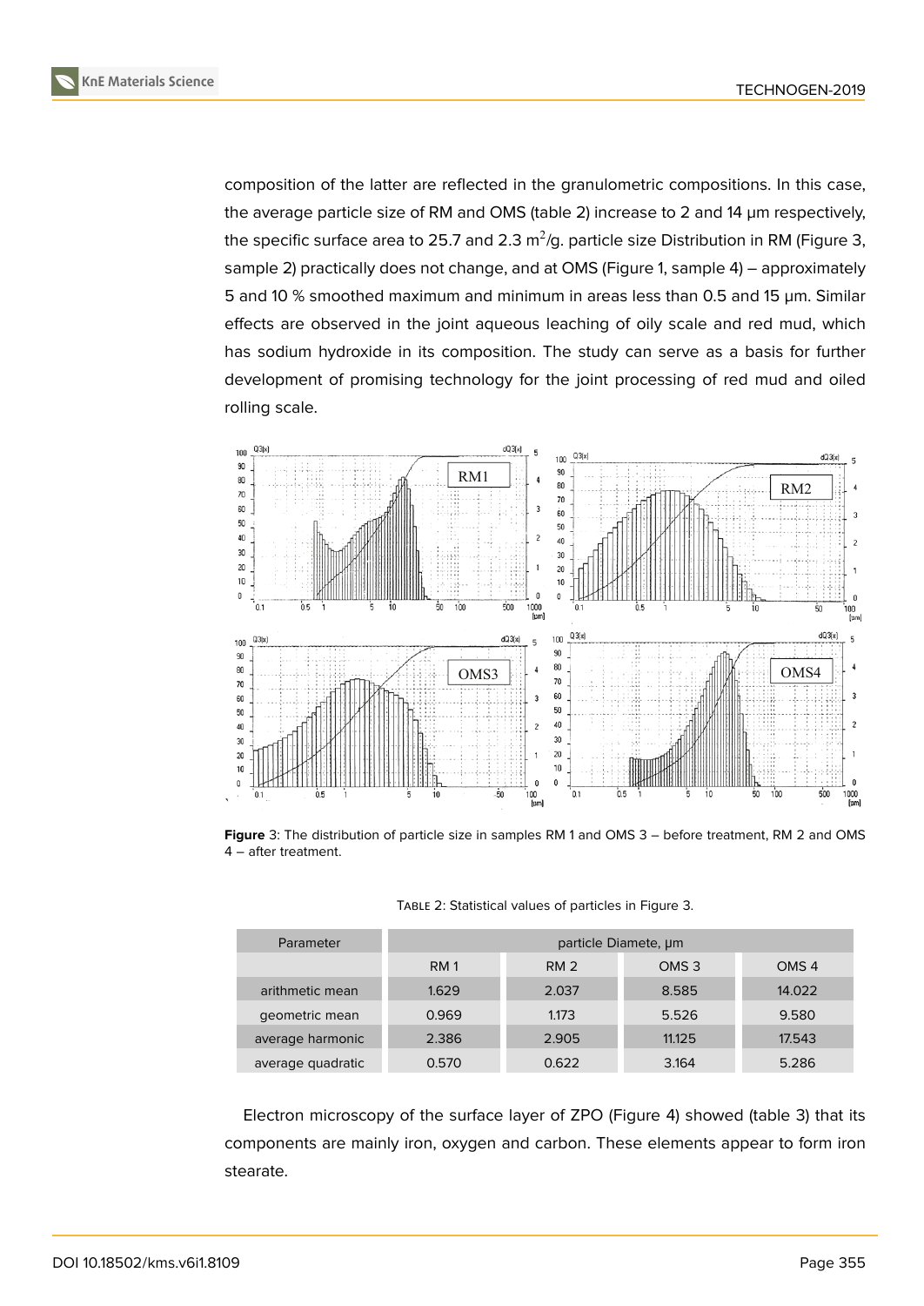composition of the latter are reflected in the granulometric compositions. In this case, the average particle size of RM and OMS (table 2) increase to 2 and 14 μm respectively, the specific surface area to 25.7 and 2.3 $m^2$/g. particle size Distribution in RM (Figure 3, sample 2) practically does not change, and at OMS (Figure 1, sample 4) – approximately 5 and 10 % smoothed maximum and minimum in areas less than 0.5 and 15 μm. Similar effects are observed in the joint aqueous leaching of oily scale and red mud, which has sodium hydroxide in its composition. The study can serve as a basis for further development of promising technology for the joint processing of red mud and oiled rolling scale.

**Figure** 3: The distribution of particle size in samples RM 1 and OMS 3 – before treatment, RM 2 and OMS 4 – after treatment.

Table 2: Statistical values of particles in Figure 3.

| Parameter | particle Diamete, μm | | | |
|---|---|---|---|---|
| | RM 1 | RM 2 | OMS 3 | OMS 4 |
| arithmetic mean | 1.629 | 2.037 | 8.585 | 14.022 |
| geometric mean | 0.969 | 1.173 | 5.526 | 9.580 |
| average harmonic | 2.386 | 2.905 | 11.125 | 17.543 |
| average quadratic | 0.570 | 0.622 | 3.164 | 5.286 |

Electron microscopy of the surface layer of ZPO (Figure 4) showed (table 3) that its components are mainly iron, oxygen and carbon. These elements appear to form iron stearate.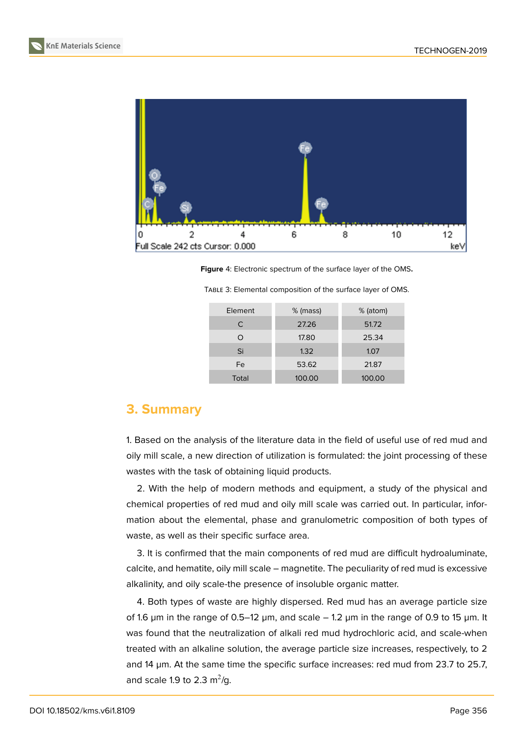**Figure** 4: Electronic spectrum of the surface layer of the OMS.

Table 3: Elemental composition of the surface layer of OMS.

| Element | % (mass) | % (atom) |
|---|---|---|
| C | 27.26 | 51.72 |
| O | 17.80 | 25.34 |
| Si | 1.32 | 1.07 |
| Fe | 53.62 | 21.87 |
| Total | 100.00 | 100.00 |

## 3. Summary

1. Based on the analysis of the literature data in the field of useful use of red mud and oily mill scale, a new direction of utilization is formulated: the joint processing of these wastes with the task of obtaining liquid products.

2. With the help of modern methods and equipment, a study of the physical and chemical properties of red mud and oily mill scale was carried out. In particular, information about the elemental, phase and granulometric composition of both types of waste, as well as their specific surface area.

3. It is confirmed that the main components of red mud are difficult hydroaluminate, calcite, and hematite, oily mill scale – magnetite. The peculiarity of red mud is excessive alkalinity, and oily scale-the presence of insoluble organic matter.

4. Both types of waste are highly dispersed. Red mud has an average particle size of 1.6 μm in the range of 0.5–12 μm, and scale – 1.2 μm in the range of 0.9 to 15 μm. It was found that the neutralization of alkali red mud hydrochloric acid, and scale-when treated with an alkaline solution, the average particle size increases, respectively, to 2 and 14 μm. At the same time the specific surface increases: red mud from 23.7 to 25.7, and scale 1.9 to 2.3 $m^2$/g.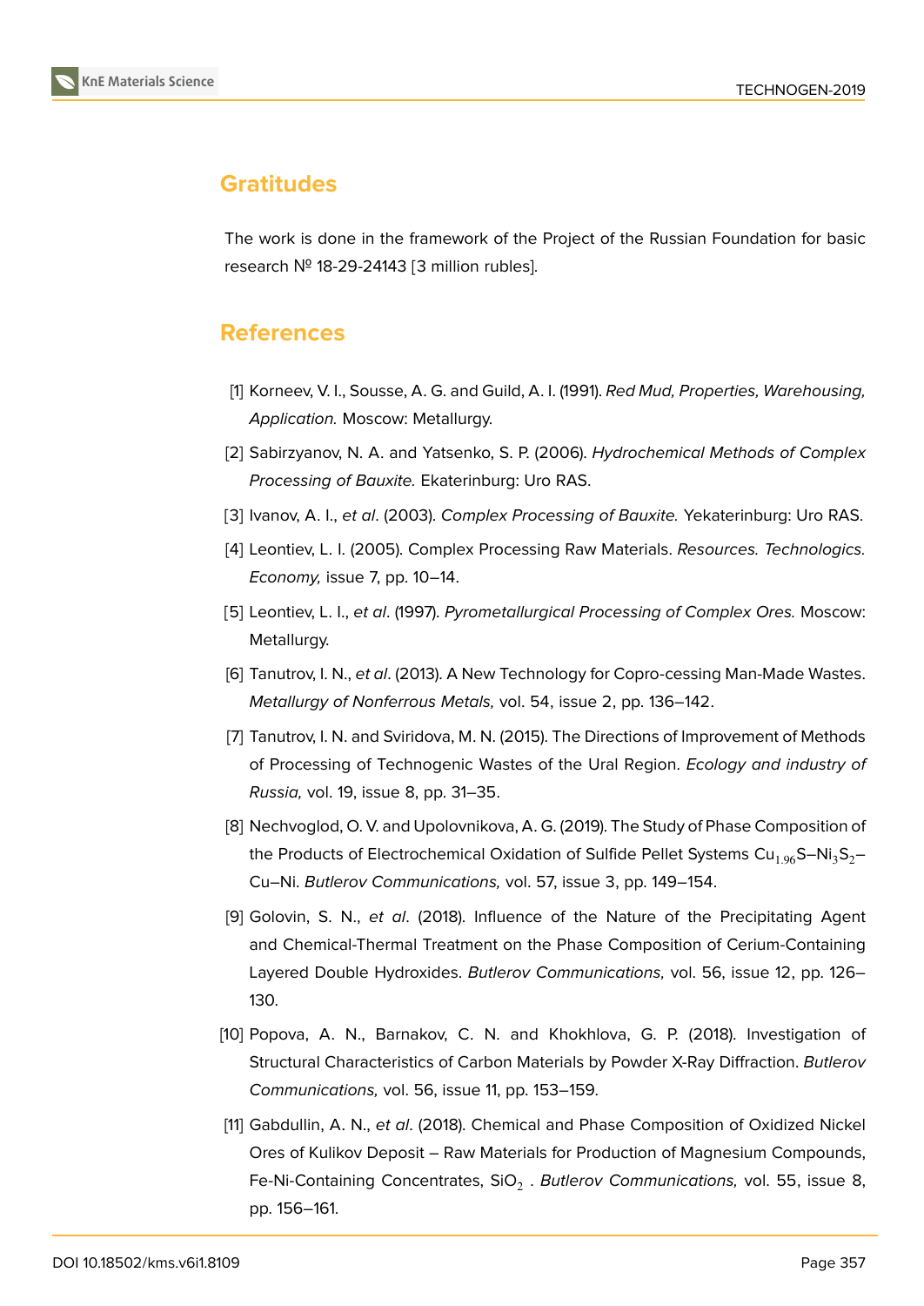## Gratitudes

The work is done in the framework of the Project of the Russian Foundation for basic research № 18-29-24143 [3 million rubles].

## References

[1] Korneev, V. I., Sousse, A. G. and Guild, A. I. (1991). *Red Mud, Properties, Warehousing, Application.* Moscow: Metallurgy.

[2] Sabirzyanov, N. A. and Yatsenko, S. P. (2006). *Hydrochemical Methods of Complex Processing of Bauxite.* Ekaterinburg: Uro RAS.

[3] Ivanov, A. I., *et al*. (2003). *Complex Processing of Bauxite.* Yekaterinburg: Uro RAS.

[4] Leontiev, L. I. (2005). Complex Processing Raw Materials. *Resources. Technologics. Economy,* issue 7, pp. 10–14.

[5] Leontiev, L. I., *et al*. (1997). *Pyrometallurgical Processing of Complex Ores.* Moscow: Metallurgy.

[6] Tanutrov, I. N., *et al*. (2013). A New Technology for Copro-cessing Man-Made Wastes. *Metallurgy of Nonferrous Metals,* vol. 54, issue 2, pp. 136–142.

[7] Tanutrov, I. N. and Sviridova, M. N. (2015). The Directions of Improvement of Methods of Processing of Technogenic Wastes of the Ural Region. *Ecology and industry of Russia,* vol. 19, issue 8, pp. 31–35.

[8] Nechvoglod, O. V. and Upolovnikova, A. G. (2019). The Study of Phase Composition of the Products of Electrochemical Oxidation of Sulfide Pellet Systems $Cu_{1.96}S$–$Ni_3S_2$–Cu–Ni. *Butlerov Communications,* vol. 57, issue 3, pp. 149–154.

[9] Golovin, S. N., *et al*. (2018). Influence of the Nature of the Precipitating Agent and Chemical-Thermal Treatment on the Phase Composition of Cerium-Containing Layered Double Hydroxides. *Butlerov Communications,* vol. 56, issue 12, pp. 126–130.

[10] Popova, A. N., Barnakov, C. N. and Khokhlova, G. P. (2018). Investigation of Structural Characteristics of Carbon Materials by Powder X-Ray Diffraction. *Butlerov Communications,* vol. 56, issue 11, pp. 153–159.

[11] Gabdullin, A. N., *et al*. (2018). Chemical and Phase Composition of Oxidized Nickel Ores of Kulikov Deposit – Raw Materials for Production of Magnesium Compounds, Fe-Ni-Containing Concentrates, $SiO_2$ . *Butlerov Communications,* vol. 55, issue 8, pp. 156–161.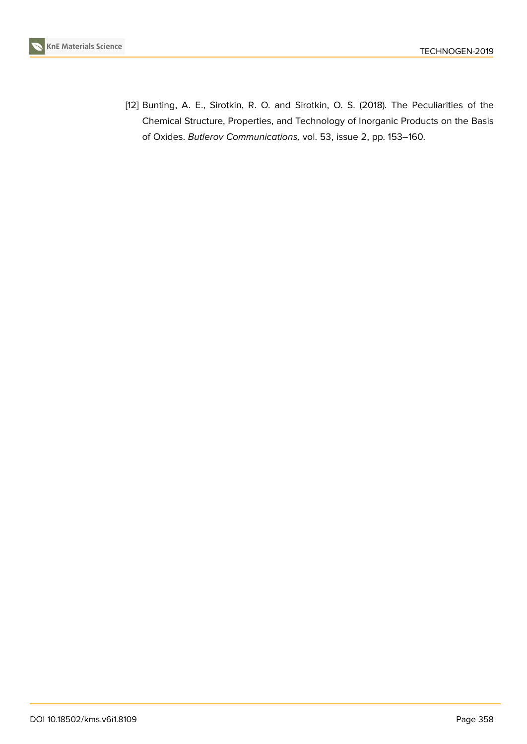[12] Bunting, A. E., Sirotkin, R. O. and Sirotkin, O. S. (2018). The Peculiarities of the Chemical Structure, Properties, and Technology of Inorganic Products on the Basis of Oxides. *Butlerov Communications,* vol. 53, issue 2, pp. 153–160.